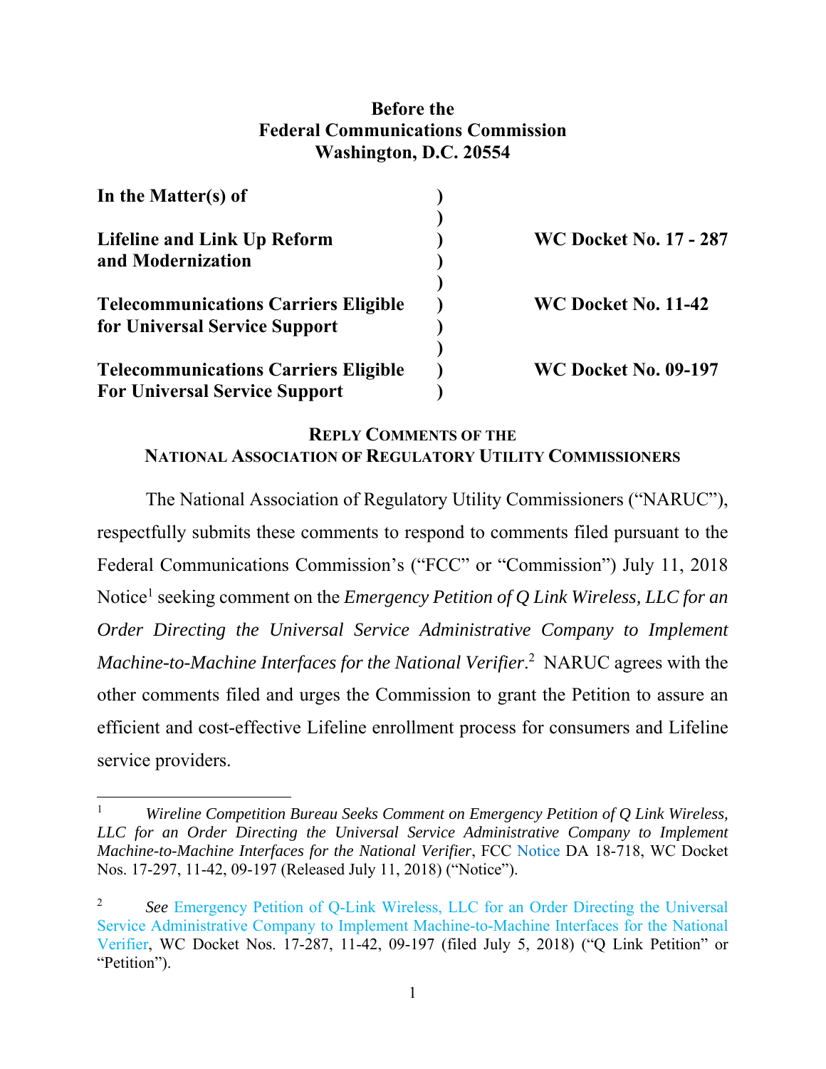**Before the**
**Federal Communications Commission**
**Washington, D.C. 20554**

| | | |
|---|---|---|
| **In the Matter(s) of** | ) | |
| | ) | |
| **Lifeline and Link Up Reform and Modernization** | ) | **WC Docket No. 17 - 287** |
| | ) | |
| **Telecommunications Carriers Eligible for Universal Service Support** | ) | **WC Docket No. 11-42** |
| | ) | |
| **Telecommunications Carriers Eligible For Universal Service Support** | ) | **WC Docket No. 09-197** |

## REPLY COMMENTS OF THE NATIONAL ASSOCIATION OF REGULATORY UTILITY COMMISSIONERS

The National Association of Regulatory Utility Commissioners ("NARUC"), respectfully submits these comments to respond to comments filed pursuant to the Federal Communications Commission's ("FCC" or "Commission") July 11, 2018 Notice[1] seeking comment on the *Emergency Petition of Q Link Wireless, LLC for an Order Directing the Universal Service Administrative Company to Implement Machine-to-Machine Interfaces for the National Verifier*.[2] NARUC agrees with the other comments filed and urges the Commission to grant the Petition to assure an efficient and cost-effective Lifeline enrollment process for consumers and Lifeline service providers.

---

[1] *Wireline Competition Bureau Seeks Comment on Emergency Petition of Q Link Wireless, LLC for an Order Directing the Universal Service Administrative Company to Implement Machine-to-Machine Interfaces for the National Verifier*, FCC Notice DA 18-718, WC Docket Nos. 17-297, 11-42, 09-197 (Released July 11, 2018) ("Notice").

[2] *See* Emergency Petition of Q-Link Wireless, LLC for an Order Directing the Universal Service Administrative Company to Implement Machine-to-Machine Interfaces for the National Verifier, WC Docket Nos. 17-287, 11-42, 09-197 (filed July 5, 2018) ("Q Link Petition" or "Petition").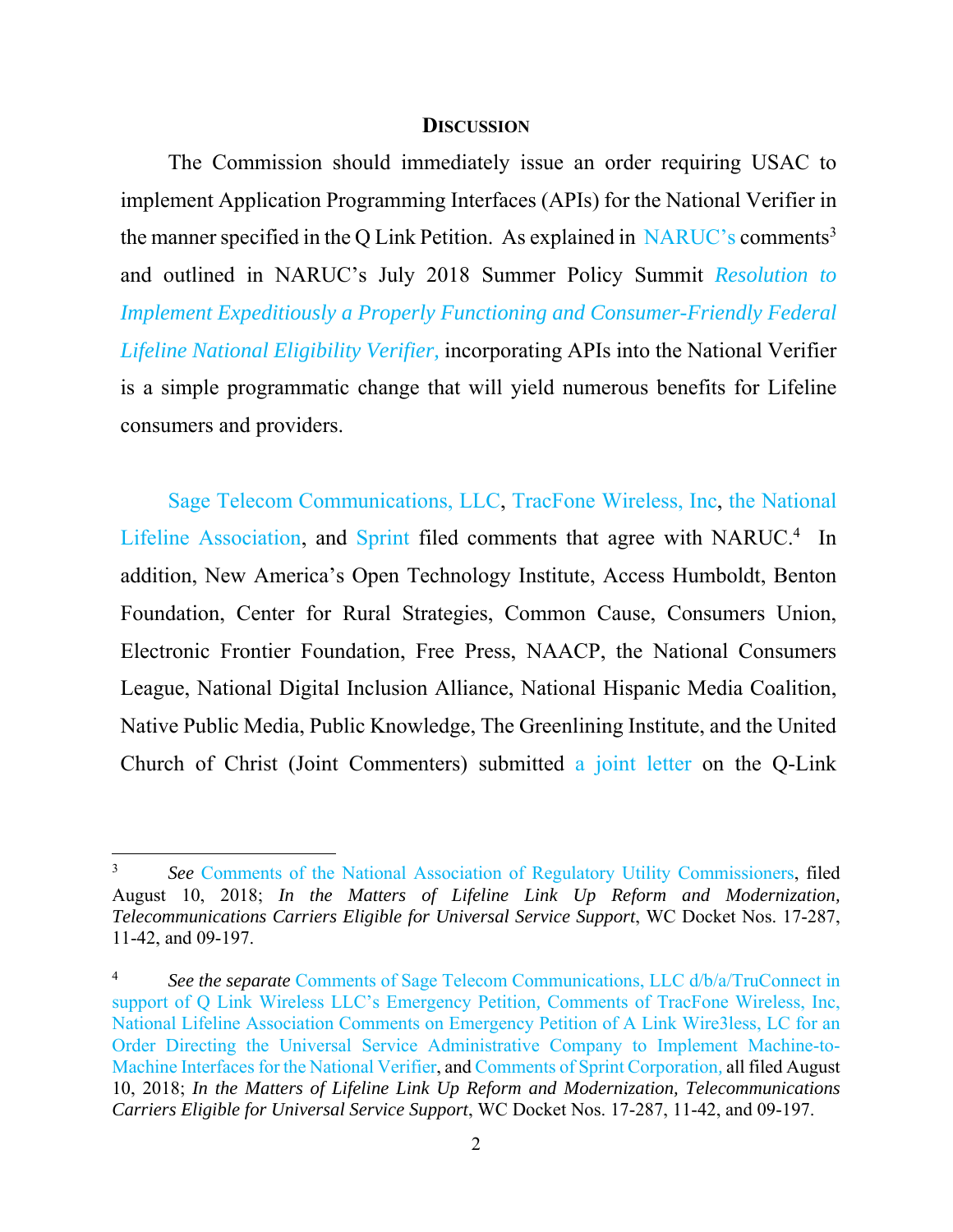## Discussion

The Commission should immediately issue an order requiring USAC to implement Application Programming Interfaces (APIs) for the National Verifier in the manner specified in the Q Link Petition. As explained in NARUC's comments[3] and outlined in NARUC's July 2018 Summer Policy Summit *Resolution to Implement Expeditiously a Properly Functioning and Consumer-Friendly Federal Lifeline National Eligibility Verifier,* incorporating APIs into the National Verifier is a simple programmatic change that will yield numerous benefits for Lifeline consumers and providers.

Sage Telecom Communications, LLC, TracFone Wireless, Inc, the National Lifeline Association, and Sprint filed comments that agree with NARUC.[4] In addition, New America's Open Technology Institute, Access Humboldt, Benton Foundation, Center for Rural Strategies, Common Cause, Consumers Union, Electronic Frontier Foundation, Free Press, NAACP, the National Consumers League, National Digital Inclusion Alliance, National Hispanic Media Coalition, Native Public Media, Public Knowledge, The Greenlining Institute, and the United Church of Christ (Joint Commenters) submitted a joint letter on the Q-Link

---

[3] *See* Comments of the National Association of Regulatory Utility Commissioners, filed August 10, 2018; *In the Matters of Lifeline Link Up Reform and Modernization, Telecommunications Carriers Eligible for Universal Service Support*, WC Docket Nos. 17-287, 11-42, and 09-197.

[4] *See the separate* Comments of Sage Telecom Communications, LLC d/b/a/TruConnect in support of Q Link Wireless LLC's Emergency Petition, Comments of TracFone Wireless, Inc, National Lifeline Association Comments on Emergency Petition of A Link Wire3less, LC for an Order Directing the Universal Service Administrative Company to Implement Machine-to-Machine Interfaces for the National Verifier, and Comments of Sprint Corporation, all filed August 10, 2018; *In the Matters of Lifeline Link Up Reform and Modernization, Telecommunications Carriers Eligible for Universal Service Support*, WC Docket Nos. 17-287, 11-42, and 09-197.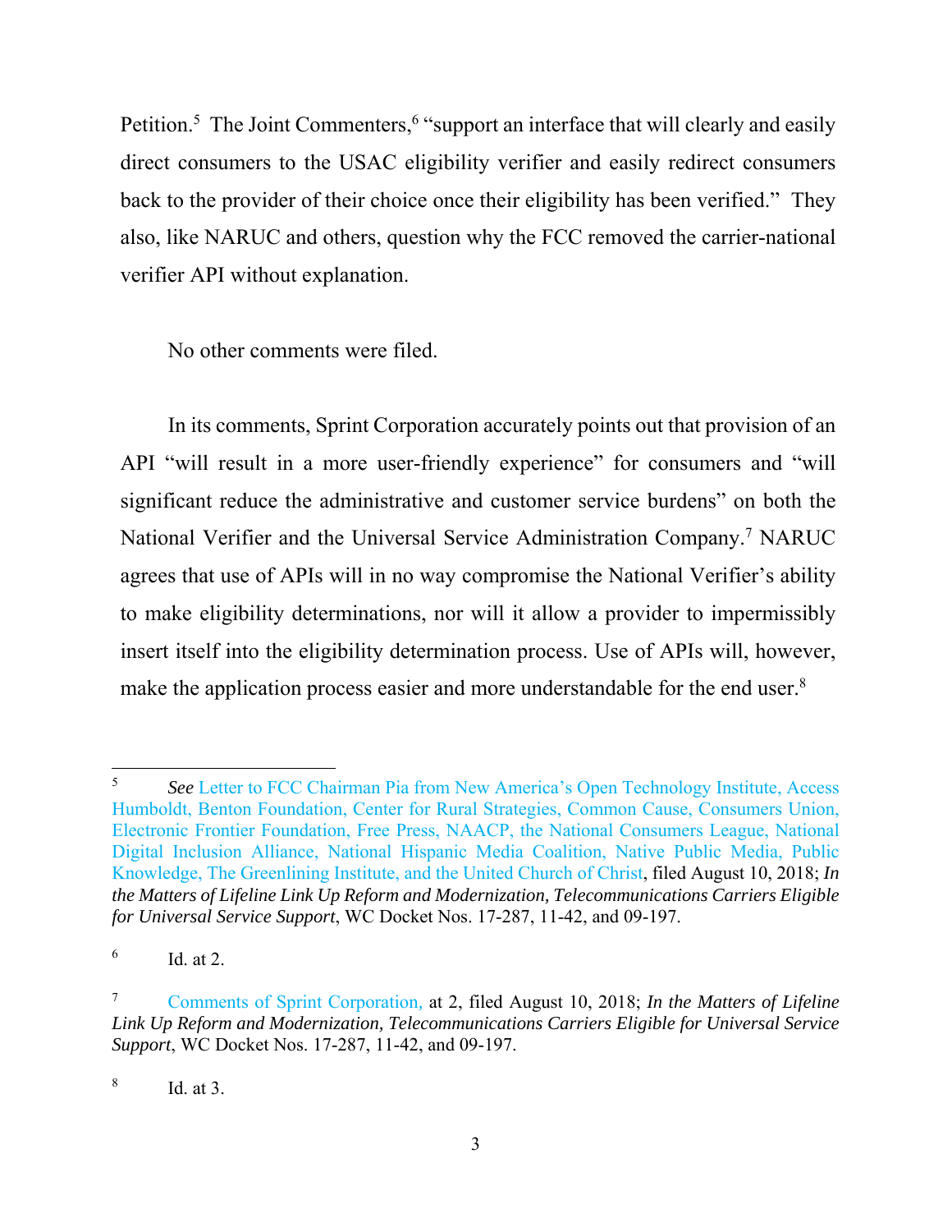Petition.[5] The Joint Commenters,[6] "support an interface that will clearly and easily direct consumers to the USAC eligibility verifier and easily redirect consumers back to the provider of their choice once their eligibility has been verified." They also, like NARUC and others, question why the FCC removed the carrier-national verifier API without explanation.

No other comments were filed.

In its comments, Sprint Corporation accurately points out that provision of an API "will result in a more user-friendly experience" for consumers and "will significant reduce the administrative and customer service burdens" on both the National Verifier and the Universal Service Administration Company.[7] NARUC agrees that use of APIs will in no way compromise the National Verifier's ability to make eligibility determinations, nor will it allow a provider to impermissibly insert itself into the eligibility determination process. Use of APIs will, however, make the application process easier and more understandable for the end user.[8]

---

[5] *See* Letter to FCC Chairman Pia from New America's Open Technology Institute, Access Humboldt, Benton Foundation, Center for Rural Strategies, Common Cause, Consumers Union, Electronic Frontier Foundation, Free Press, NAACP, the National Consumers League, National Digital Inclusion Alliance, National Hispanic Media Coalition, Native Public Media, Public Knowledge, The Greenlining Institute, and the United Church of Christ, filed August 10, 2018; ***In the Matters of Lifeline Link Up Reform and Modernization, Telecommunications Carriers Eligible for Universal Service Support***, WC Docket Nos. 17-287, 11-42, and 09-197.

[6] Id. at 2.

[7] Comments of Sprint Corporation, at 2, filed August 10, 2018; *In the Matters of Lifeline Link Up Reform and Modernization, Telecommunications Carriers Eligible for Universal Service Support*, WC Docket Nos. 17-287, 11-42, and 09-197.

[8] Id. at 3.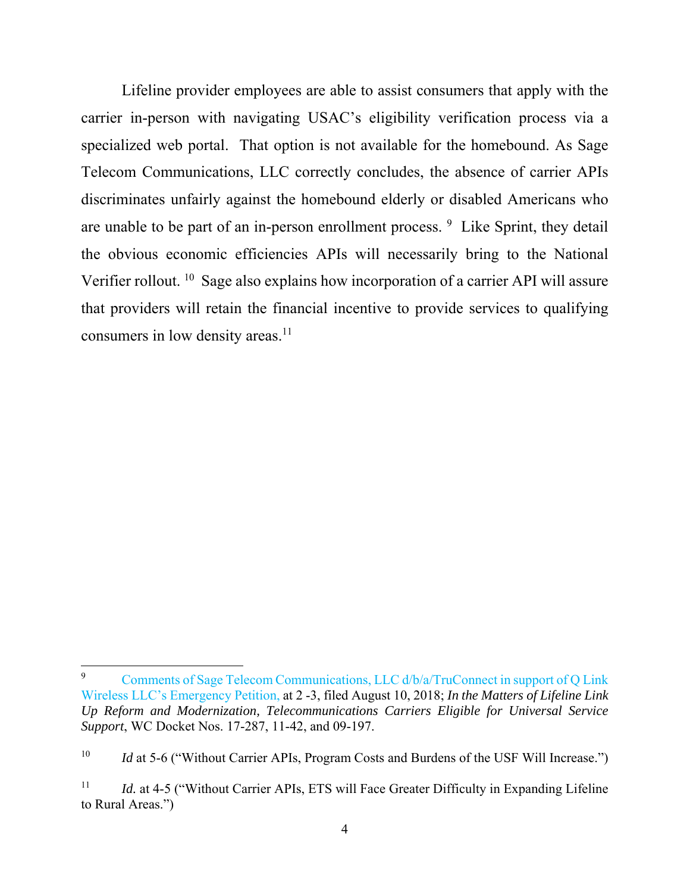Lifeline provider employees are able to assist consumers that apply with the carrier in-person with navigating USAC's eligibility verification process via a specialized web portal. That option is not available for the homebound. As Sage Telecom Communications, LLC correctly concludes, the absence of carrier APIs discriminates unfairly against the homebound elderly or disabled Americans who are unable to be part of an in-person enrollment process. [9] Like Sprint, they detail the obvious economic efficiencies APIs will necessarily bring to the National Verifier rollout. [10] Sage also explains how incorporation of a carrier API will assure that providers will retain the financial incentive to provide services to qualifying consumers in low density areas.[11]

---

[9] Comments of Sage Telecom Communications, LLC d/b/a/TruConnect in support of Q Link Wireless LLC's Emergency Petition, at 2 -3, filed August 10, 2018; *In the Matters of Lifeline Link Up Reform and Modernization, Telecommunications Carriers Eligible for Universal Service Support*, WC Docket Nos. 17-287, 11-42, and 09-197.

[10] *Id* at 5-6 ("Without Carrier APIs, Program Costs and Burdens of the USF Will Increase.")

[11] *Id.* at 4-5 ("Without Carrier APIs, ETS will Face Greater Difficulty in Expanding Lifeline to Rural Areas.")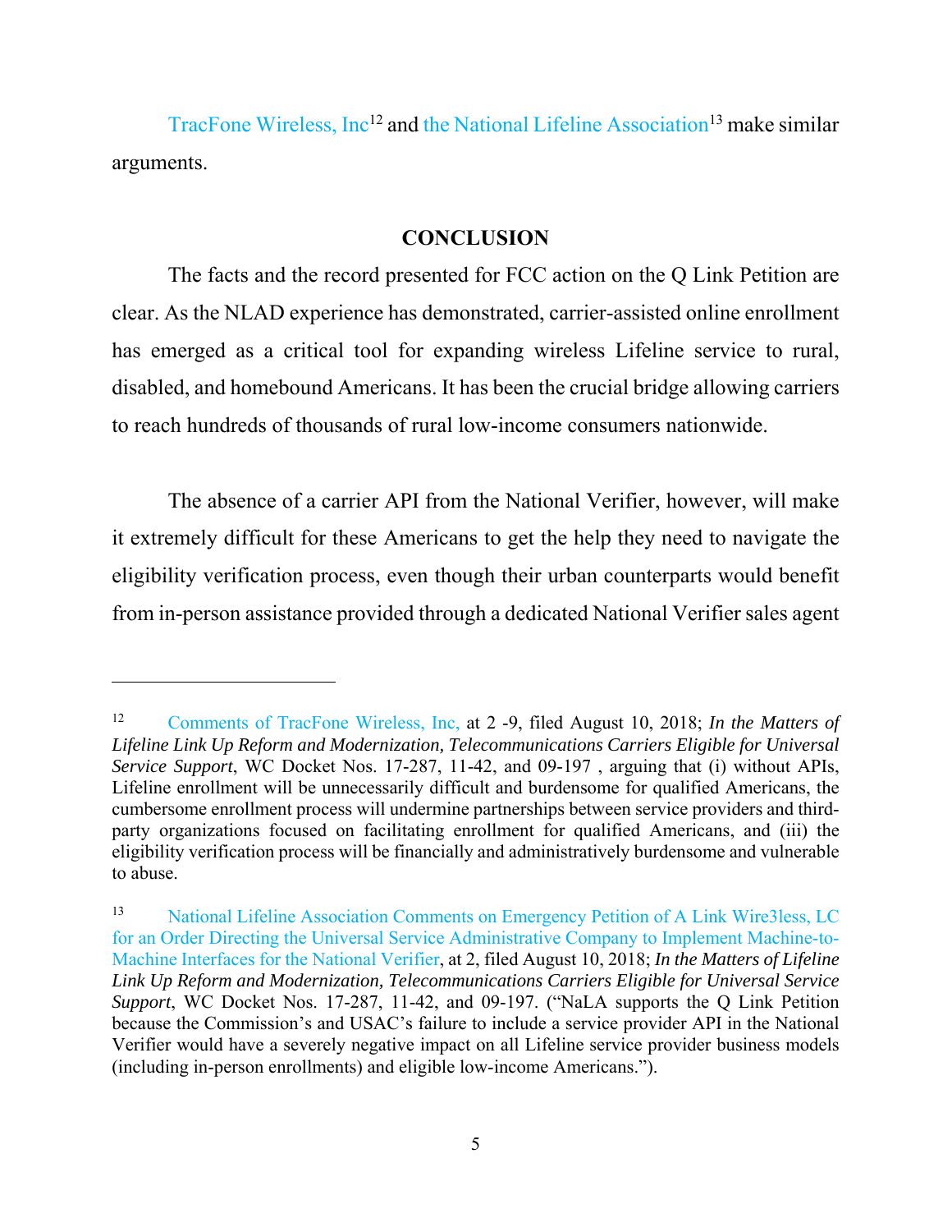TracFone Wireless, Inc[12] and the National Lifeline Association[13] make similar arguments.

## CONCLUSION

The facts and the record presented for FCC action on the Q Link Petition are clear. As the NLAD experience has demonstrated, carrier-assisted online enrollment has emerged as a critical tool for expanding wireless Lifeline service to rural, disabled, and homebound Americans. It has been the crucial bridge allowing carriers to reach hundreds of thousands of rural low-income consumers nationwide.

The absence of a carrier API from the National Verifier, however, will make it extremely difficult for these Americans to get the help they need to navigate the eligibility verification process, even though their urban counterparts would benefit from in-person assistance provided through a dedicated National Verifier sales agent

---

[12] Comments of TracFone Wireless, Inc, at 2 -9, filed August 10, 2018; *In the Matters of Lifeline Link Up Reform and Modernization, Telecommunications Carriers Eligible for Universal Service Support*, WC Docket Nos. 17-287, 11-42, and 09-197 , arguing that (i) without APIs, Lifeline enrollment will be unnecessarily difficult and burdensome for qualified Americans, the cumbersome enrollment process will undermine partnerships between service providers and third-party organizations focused on facilitating enrollment for qualified Americans, and (iii) the eligibility verification process will be financially and administratively burdensome and vulnerable to abuse.

[13] National Lifeline Association Comments on Emergency Petition of A Link Wire3less, LC for an Order Directing the Universal Service Administrative Company to Implement Machine-to-Machine Interfaces for the National Verifier, at 2, filed August 10, 2018; *In the Matters of Lifeline Link Up Reform and Modernization, Telecommunications Carriers Eligible for Universal Service Support*, WC Docket Nos. 17-287, 11-42, and 09-197. ("NaLA supports the Q Link Petition because the Commission's and USAC's failure to include a service provider API in the National Verifier would have a severely negative impact on all Lifeline service provider business models (including in-person enrollments) and eligible low-income Americans.").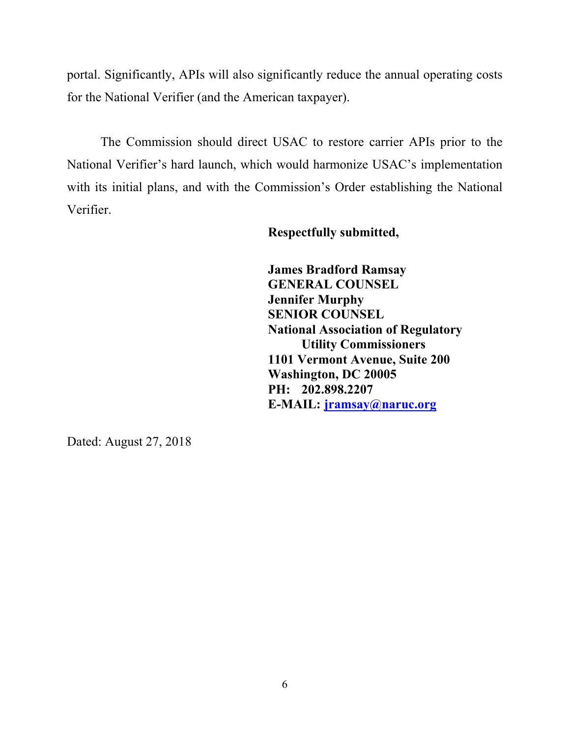portal. Significantly, APIs will also significantly reduce the annual operating costs for the National Verifier (and the American taxpayer).

The Commission should direct USAC to restore carrier APIs prior to the National Verifier's hard launch, which would harmonize USAC's implementation with its initial plans, and with the Commission's Order establishing the National Verifier.

**Respectfully submitted,**

**James Bradford Ramsay**
**GENERAL COUNSEL**
**Jennifer Murphy**
**SENIOR COUNSEL**
**National Association of Regulatory Utility Commissioners**
**1101 Vermont Avenue, Suite 200**
**Washington, DC 20005**
**PH: 202.898.2207**
**E-MAIL: jramsay@naruc.org**

Dated: August 27, 2018